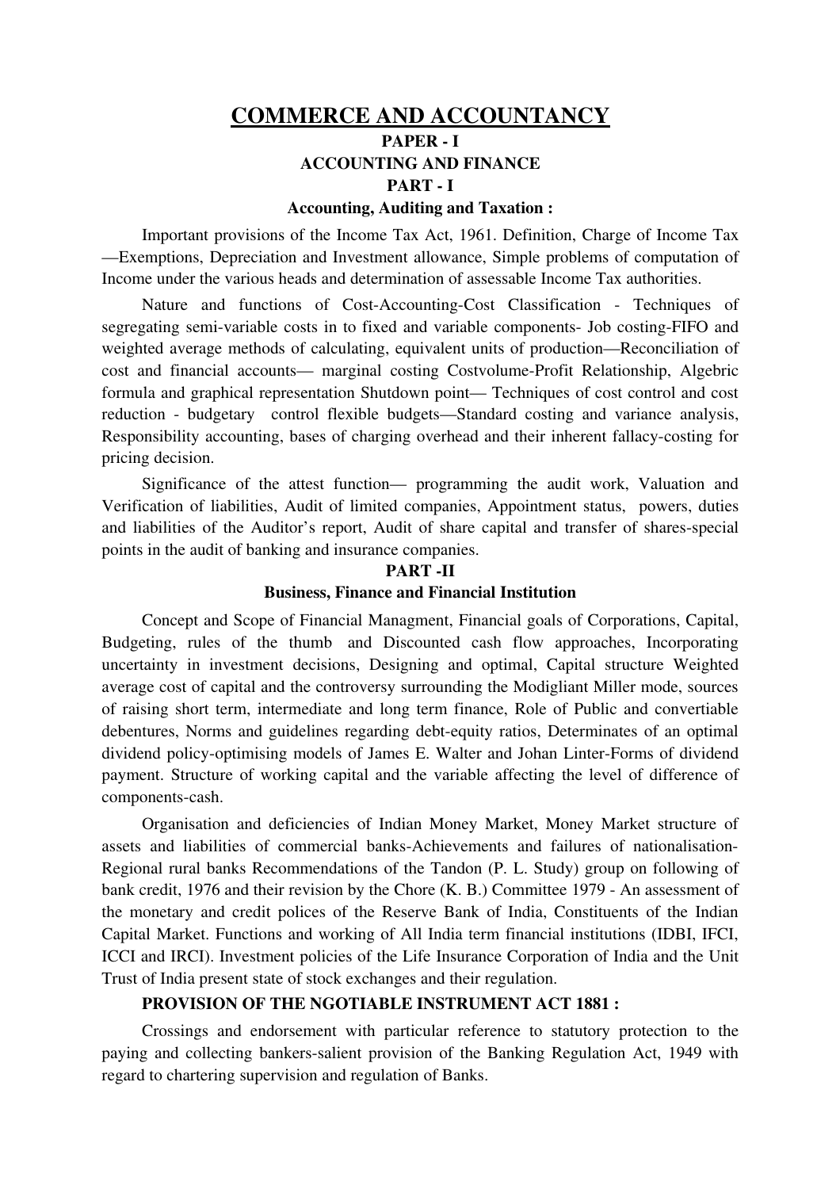# COMMERCE AND ACCOUNTANCY

## PAPER - I

## ACCOUNTING AND FINANCE

### PART - I

**Accounting, Auditing and Taxation :**

Important provisions of the Income Tax Act, 1961. Definition, Charge of Income Tax —Exemptions, Depreciation and Investment allowance, Simple problems of computation of Income under the various heads and determination of assessable Income Tax authorities.

Nature and functions of Cost-Accounting-Cost Classification - Techniques of segregating semi-variable costs in to fixed and variable components- Job costing-FIFO and weighted average methods of calculating, equivalent units of production—Reconciliation of cost and financial accounts— marginal costing Costvolume-Profit Relationship, Algebric formula and graphical representation Shutdown point— Techniques of cost control and cost reduction - budgetary control flexible budgets—Standard costing and variance analysis, Responsibility accounting, bases of charging overhead and their inherent fallacy-costing for pricing decision.

Significance of the attest function— programming the audit work, Valuation and Verification of liabilities, Audit of limited companies, Appointment status, powers, duties and liabilities of the Auditor's report, Audit of share capital and transfer of shares-special points in the audit of banking and insurance companies.

### PART -II

**Business, Finance and Financial Institution**

Concept and Scope of Financial Managment, Financial goals of Corporations, Capital, Budgeting, rules of the thumb and Discounted cash flow approaches, Incorporating uncertainty in investment decisions, Designing and optimal, Capital structure Weighted average cost of capital and the controversy surrounding the Modigliant Miller mode, sources of raising short term, intermediate and long term finance, Role of Public and convertiable debentures, Norms and guidelines regarding debt-equity ratios, Determinates of an optimal dividend policy-optimising models of James E. Walter and Johan Linter-Forms of dividend payment. Structure of working capital and the variable affecting the level of difference of components-cash.

Organisation and deficiencies of Indian Money Market, Money Market structure of assets and liabilities of commercial banks-Achievements and failures of nationalisation-Regional rural banks Recommendations of the Tandon (P. L. Study) group on following of bank credit, 1976 and their revision by the Chore (K. B.) Committee 1979 - An assessment of the monetary and credit polices of the Reserve Bank of India, Constituents of the Indian Capital Market. Functions and working of All India term financial institutions (IDBI, IFCI, ICCI and IRCI). Investment policies of the Life Insurance Corporation of India and the Unit Trust of India present state of stock exchanges and their regulation.

**PROVISION OF THE NGOTIABLE INSTRUMENT ACT 1881 :**

Crossings and endorsement with particular reference to statutory protection to the paying and collecting bankers-salient provision of the Banking Regulation Act, 1949 with regard to chartering supervision and regulation of Banks.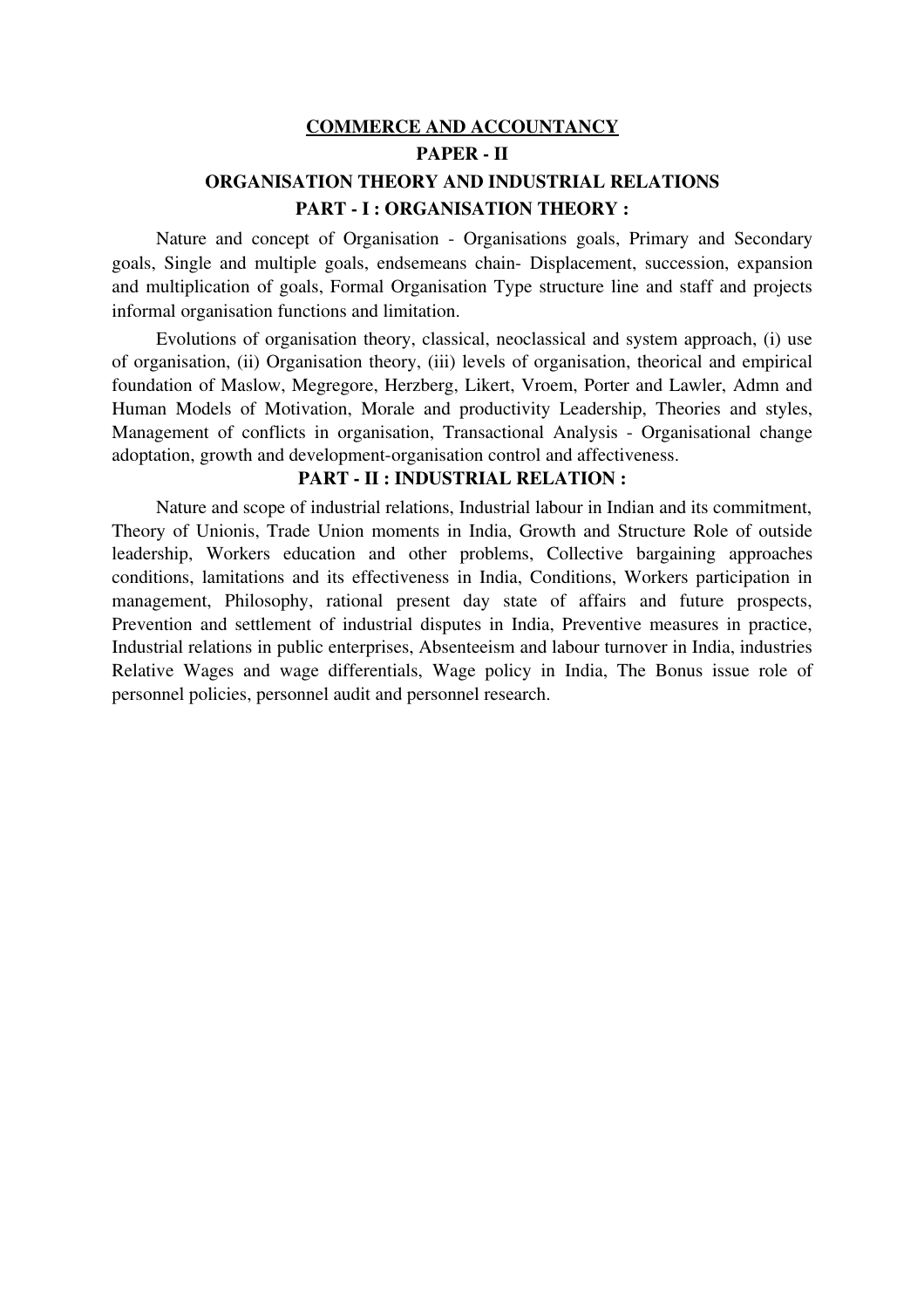# COMMERCE AND ACCOUNTANCY

## PAPER - II

## ORGANISATION THEORY AND INDUSTRIAL RELATIONS

### PART - I : ORGANISATION THEORY :

Nature and concept of Organisation - Organisations goals, Primary and Secondary goals, Single and multiple goals, endsemeans chain- Displacement, succession, expansion and multiplication of goals, Formal Organisation Type structure line and staff and projects informal organisation functions and limitation.

Evolutions of organisation theory, classical, neoclassical and system approach, (i) use of organisation, (ii) Organisation theory, (iii) levels of organisation, theorical and empirical foundation of Maslow, Megregore, Herzberg, Likert, Vroem, Porter and Lawler, Admn and Human Models of Motivation, Morale and productivity Leadership, Theories and styles, Management of conflicts in organisation, Transactional Analysis - Organisational change adoptation, growth and development-organisation control and affectiveness.

### PART - II : INDUSTRIAL RELATION :

Nature and scope of industrial relations, Industrial labour in Indian and its commitment, Theory of Unionis, Trade Union moments in India, Growth and Structure Role of outside leadership, Workers education and other problems, Collective bargaining approaches conditions, lamitations and its effectiveness in India, Conditions, Workers participation in management, Philosophy, rational present day state of affairs and future prospects, Prevention and settlement of industrial disputes in India, Preventive measures in practice, Industrial relations in public enterprises, Absenteeism and labour turnover in India, industries Relative Wages and wage differentials, Wage policy in India, The Bonus issue role of personnel policies, personnel audit and personnel research.